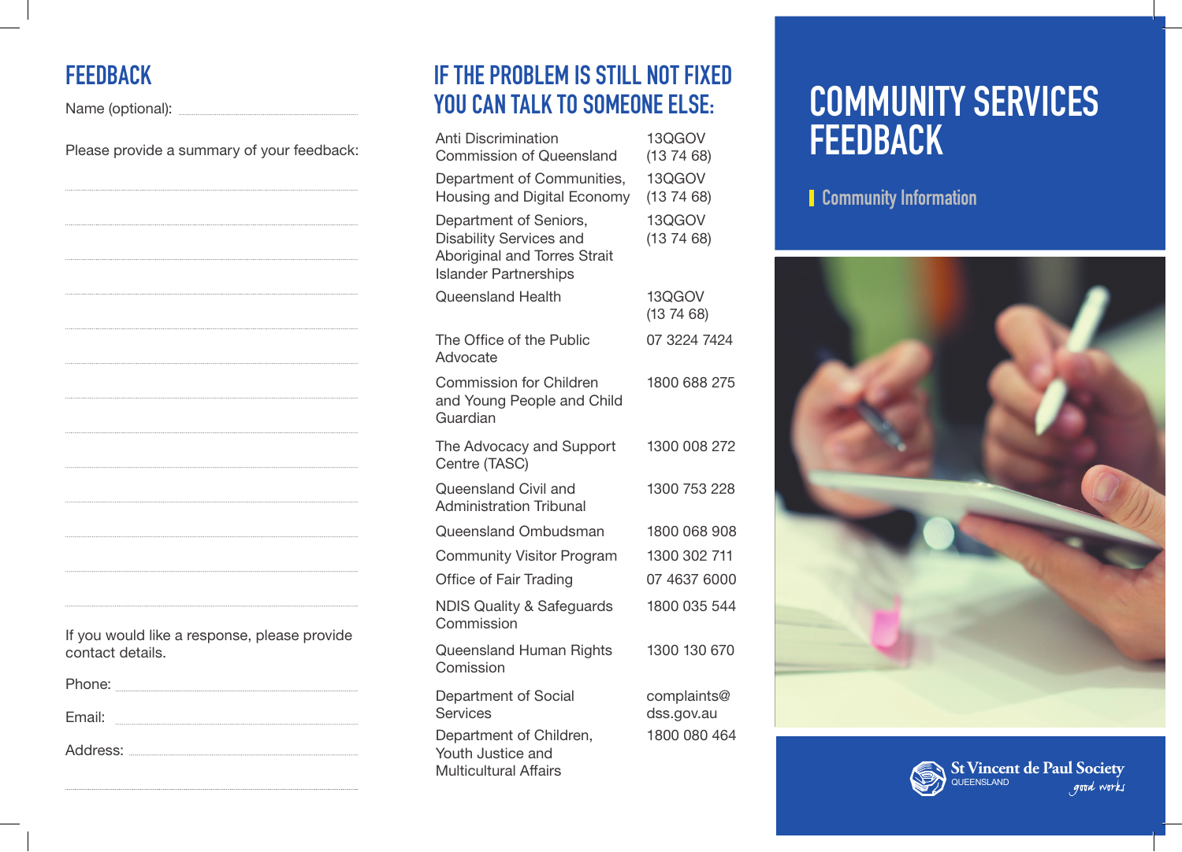## FEEDBACK

Name (optional): ..............................................

Please provide a summary of your feedback:

..............................................

..............................................

..............................................

..............................................

..............................................

..............................................

..............................................

..............................................

..............................................

..............................................

..............................................

..............................................

If you would like a response, please provide contact details.

Phone: ..............................................

Email: ..............................................

Address: ..............................................

..............................................

## IF THE PROBLEM IS STILL NOT FIXED YOU CAN TALK TO SOMEONE ELSE:

| Organisation | Contact |
|---|---|
| Anti Discrimination Commission of Queensland | 13QGOV (13 74 68) |
| Department of Communities, Housing and Digital Economy | 13QGOV (13 74 68) |
| Department of Seniors, Disability Services and Aboriginal and Torres Strait Islander Partnerships | 13QGOV (13 74 68) |
| Queensland Health | 13QGOV (13 74 68) |
| The Office of the Public Advocate | 07 3224 7424 |
| Commission for Children and Young People and Child Guardian | 1800 688 275 |
| The Advocacy and Support Centre (TASC) | 1300 008 272 |
| Queensland Civil and Administration Tribunal | 1300 753 228 |
| Queensland Ombudsman | 1800 068 908 |
| Community Visitor Program | 1300 302 711 |
| Office of Fair Trading | 07 4637 6000 |
| NDIS Quality & Safeguards Commission | 1800 035 544 |
| Queensland Human Rights Comission | 1300 130 670 |
| Department of Social Services | complaints@dss.gov.au |
| Department of Children, Youth Justice and Multicultural Affairs | 1800 080 464 |

# COMMUNITY SERVICES FEEDBACK

Community Information

St Vincent de Paul Society QUEENSLAND

good works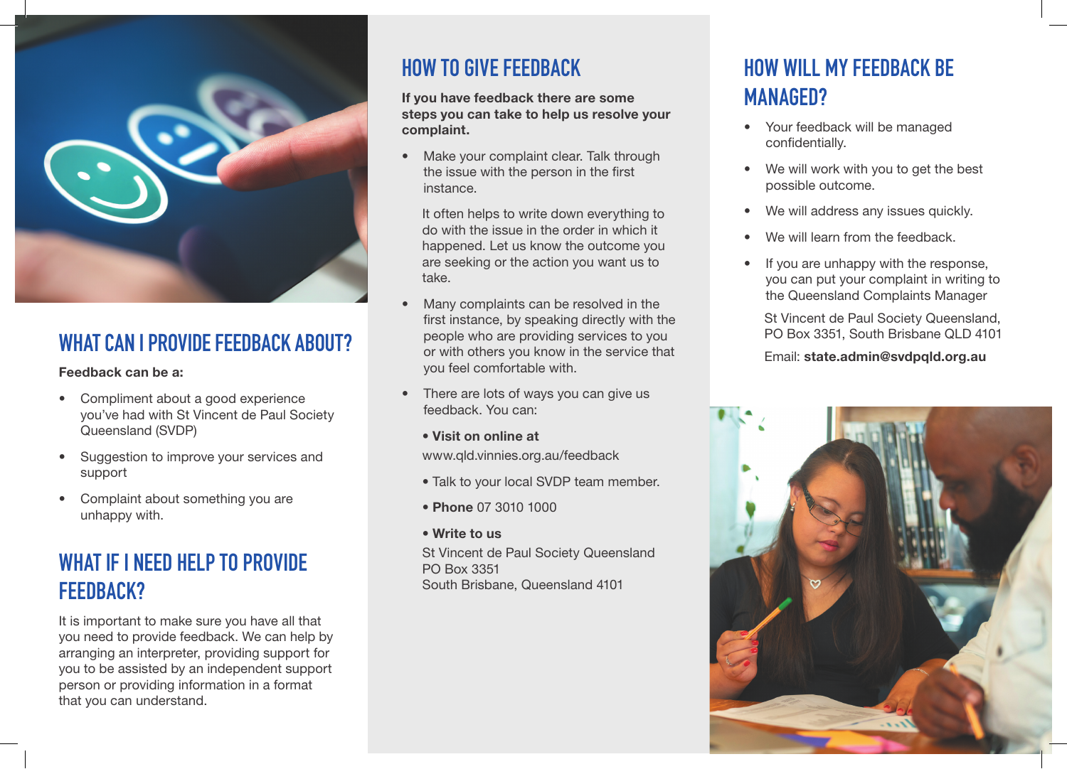## WHAT CAN I PROVIDE FEEDBACK ABOUT?

**Feedback can be a:**

- Compliment about a good experience you've had with St Vincent de Paul Society Queensland (SVDP)
- Suggestion to improve your services and support
- Complaint about something you are unhappy with.

## WHAT IF I NEED HELP TO PROVIDE FEEDBACK?

It is important to make sure you have all that you need to provide feedback. We can help by arranging an interpreter, providing support for you to be assisted by an independent support person or providing information in a format that you can understand.

## HOW TO GIVE FEEDBACK

**If you have feedback there are some steps you can take to help us resolve your complaint.**

- Make your complaint clear. Talk through the issue with the person in the first instance.

  It often helps to write down everything to do with the issue in the order in which it happened. Let us know the outcome you are seeking or the action you want us to take.

- Many complaints can be resolved in the first instance, by speaking directly with the people who are providing services to you or with others you know in the service that you feel comfortable with.

- There are lots of ways you can give us feedback. You can:

  • **Visit on online at**
  www.qld.vinnies.org.au/feedback

  • Talk to your local SVDP team member.

  • **Phone** 07 3010 1000

  • **Write to us**
  St Vincent de Paul Society Queensland
  PO Box 3351
  South Brisbane, Queensland 4101

## HOW WILL MY FEEDBACK BE MANAGED?

- Your feedback will be managed confidentially.
- We will work with you to get the best possible outcome.
- We will address any issues quickly.
- We will learn from the feedback.
- If you are unhappy with the response, you can put your complaint in writing to the Queensland Complaints Manager

  St Vincent de Paul Society Queensland, PO Box 3351, South Brisbane QLD 4101

  Email: **state.admin@svdpqld.org.au**